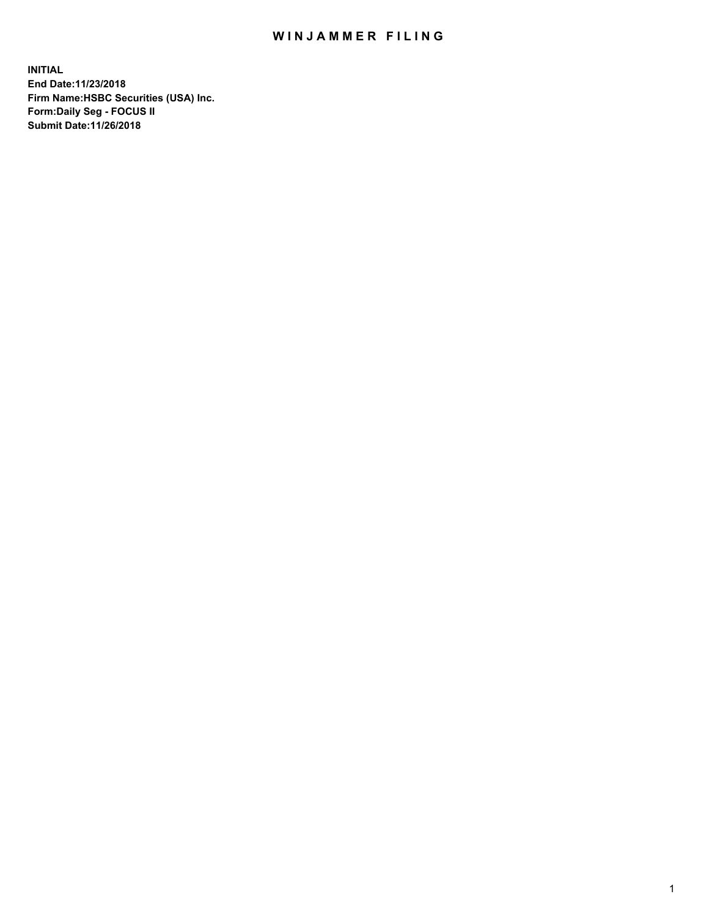# WINJAMMER FILING

**INITIAL**
**End Date:11/23/2018**
**Firm Name:HSBC Securities (USA) Inc.**
**Form:Daily Seg - FOCUS II**
**Submit Date:11/26/2018**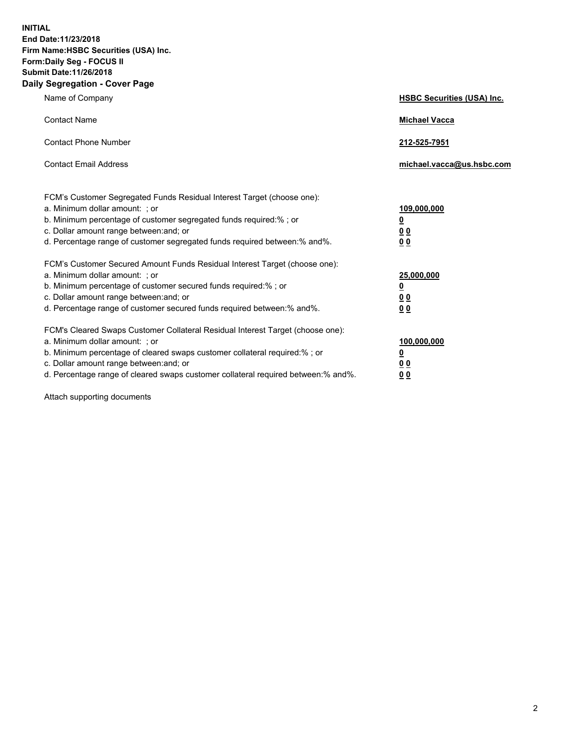**INITIAL**
**End Date:11/23/2018**
**Firm Name:HSBC Securities (USA) Inc.**
**Form:Daily Seg - FOCUS II**
**Submit Date:11/26/2018**

## Daily Segregation - Cover Page

| | |
|---|---|
| Name of Company | **HSBC Securities (USA) Inc.** |
| Contact Name | **Michael Vacca** |
| Contact Phone Number | **212-525-7951** |
| Contact Email Address | **michael.vacca@us.hsbc.com** |

| | |
|---|---|
| FCM's Customer Segregated Funds Residual Interest Target (choose one): | |
| a. Minimum dollar amount: ; or | **109,000,000** |
| b. Minimum percentage of customer segregated funds required:% ; or | **0** |
| c. Dollar amount range between:and; or | **0 0** |
| d. Percentage range of customer segregated funds required between:% and%. | **0 0** |
| FCM's Customer Secured Amount Funds Residual Interest Target (choose one): | |
| a. Minimum dollar amount: ; or | **25,000,000** |
| b. Minimum percentage of customer secured funds required:% ; or | **0** |
| c. Dollar amount range between:and; or | **0 0** |
| d. Percentage range of customer secured funds required between:% and%. | **0 0** |
| FCM's Cleared Swaps Customer Collateral Residual Interest Target (choose one): | |
| a. Minimum dollar amount: ; or | **100,000,000** |
| b. Minimum percentage of cleared swaps customer collateral required:% ; or | **0** |
| c. Dollar amount range between:and; or | **0 0** |
| d. Percentage range of cleared swaps customer collateral required between:% and%. | **0 0** |

Attach supporting documents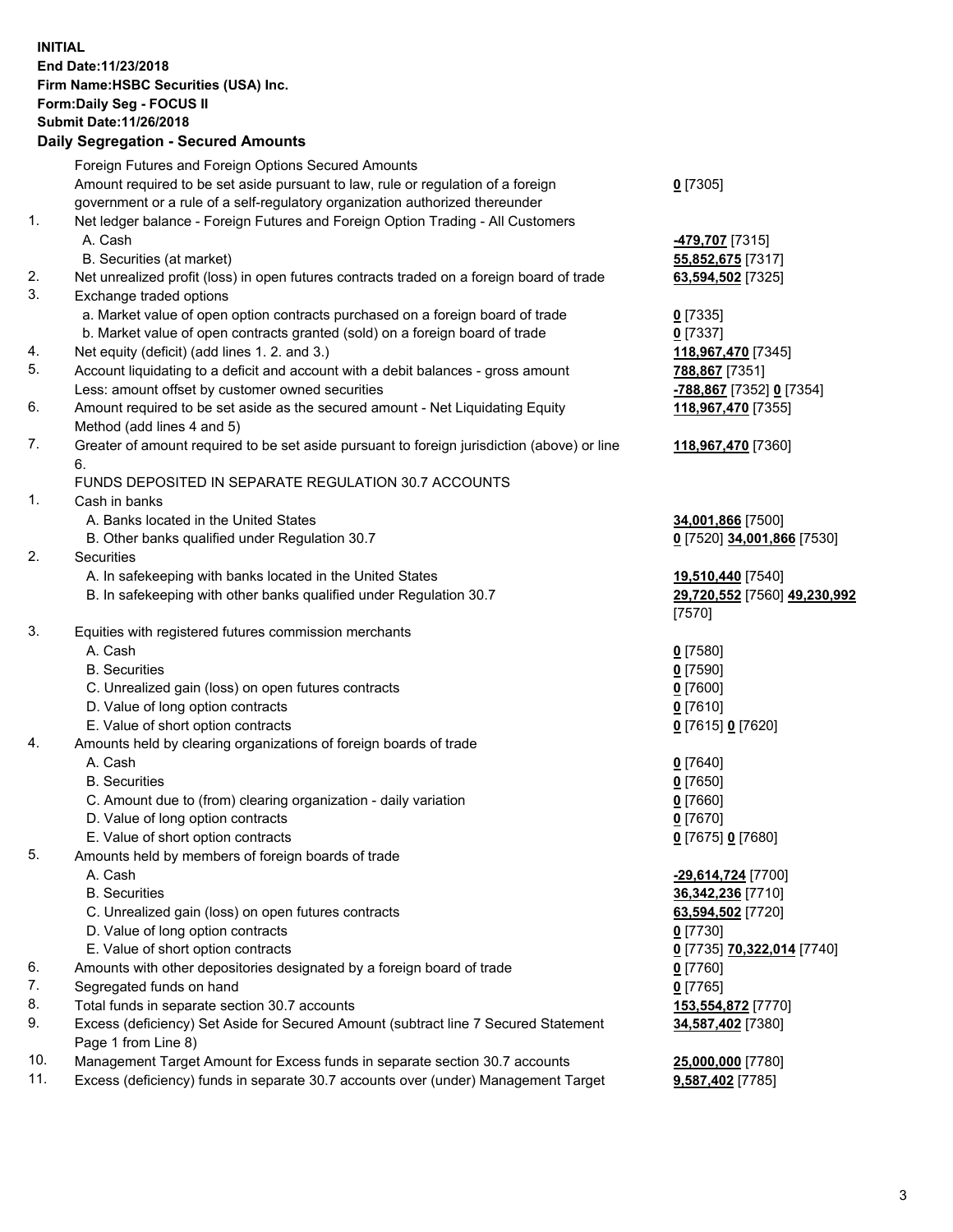**INITIAL**
**End Date:11/23/2018**
**Firm Name:HSBC Securities (USA) Inc.**
**Form:Daily Seg - FOCUS II**
**Submit Date:11/26/2018**

## Daily Segregation - Secured Amounts

| | | |
|---|---|---|
| | Foreign Futures and Foreign Options Secured Amounts | |
| | Amount required to be set aside pursuant to law, rule or regulation of a foreign government or a rule of a self-regulatory organization authorized thereunder | **0** [7305] |
| 1. | Net ledger balance - Foreign Futures and Foreign Option Trading - All Customers | |
| | A. Cash | **-479,707** [7315] |
| | B. Securities (at market) | **55,852,675** [7317] |
| 2. | Net unrealized profit (loss) in open futures contracts traded on a foreign board of trade | **63,594,502** [7325] |
| 3. | Exchange traded options | |
| | a. Market value of open option contracts purchased on a foreign board of trade | **0** [7335] |
| | b. Market value of open contracts granted (sold) on a foreign board of trade | **0** [7337] |
| 4. | Net equity (deficit) (add lines 1. 2. and 3.) | **118,967,470** [7345] |
| 5. | Account liquidating to a deficit and account with a debit balances - gross amount | **788,867** [7351] |
| | Less: amount offset by customer owned securities | **-788,867** [7352] **0** [7354] |
| 6. | Amount required to be set aside as the secured amount - Net Liquidating Equity Method (add lines 4 and 5) | **118,967,470** [7355] |
| 7. | Greater of amount required to be set aside pursuant to foreign jurisdiction (above) or line 6. | **118,967,470** [7360] |
| | FUNDS DEPOSITED IN SEPARATE REGULATION 30.7 ACCOUNTS | |
| 1. | Cash in banks | |
| | A. Banks located in the United States | **34,001,866** [7500] |
| | B. Other banks qualified under Regulation 30.7 | **0** [7520] **34,001,866** [7530] |
| 2. | Securities | |
| | A. In safekeeping with banks located in the United States | **19,510,440** [7540] |
| | B. In safekeeping with other banks qualified under Regulation 30.7 | **29,720,552** [7560] **49,230,992** [7570] |
| 3. | Equities with registered futures commission merchants | |
| | A. Cash | **0** [7580] |
| | B. Securities | **0** [7590] |
| | C. Unrealized gain (loss) on open futures contracts | **0** [7600] |
| | D. Value of long option contracts | **0** [7610] |
| | E. Value of short option contracts | **0** [7615] **0** [7620] |
| 4. | Amounts held by clearing organizations of foreign boards of trade | |
| | A. Cash | **0** [7640] |
| | B. Securities | **0** [7650] |
| | C. Amount due to (from) clearing organization - daily variation | **0** [7660] |
| | D. Value of long option contracts | **0** [7670] |
| | E. Value of short option contracts | **0** [7675] **0** [7680] |
| 5. | Amounts held by members of foreign boards of trade | |
| | A. Cash | **-29,614,724** [7700] |
| | B. Securities | **36,342,236** [7710] |
| | C. Unrealized gain (loss) on open futures contracts | **63,594,502** [7720] |
| | D. Value of long option contracts | **0** [7730] |
| | E. Value of short option contracts | **0** [7735] **70,322,014** [7740] |
| 6. | Amounts with other depositories designated by a foreign board of trade | **0** [7760] |
| 7. | Segregated funds on hand | **0** [7765] |
| 8. | Total funds in separate section 30.7 accounts | **153,554,872** [7770] |
| 9. | Excess (deficiency) Set Aside for Secured Amount (subtract line 7 Secured Statement Page 1 from Line 8) | **34,587,402** [7380] |
| 10. | Management Target Amount for Excess funds in separate section 30.7 accounts | **25,000,000** [7780] |
| 11. | Excess (deficiency) funds in separate 30.7 accounts over (under) Management Target | **9,587,402** [7785] |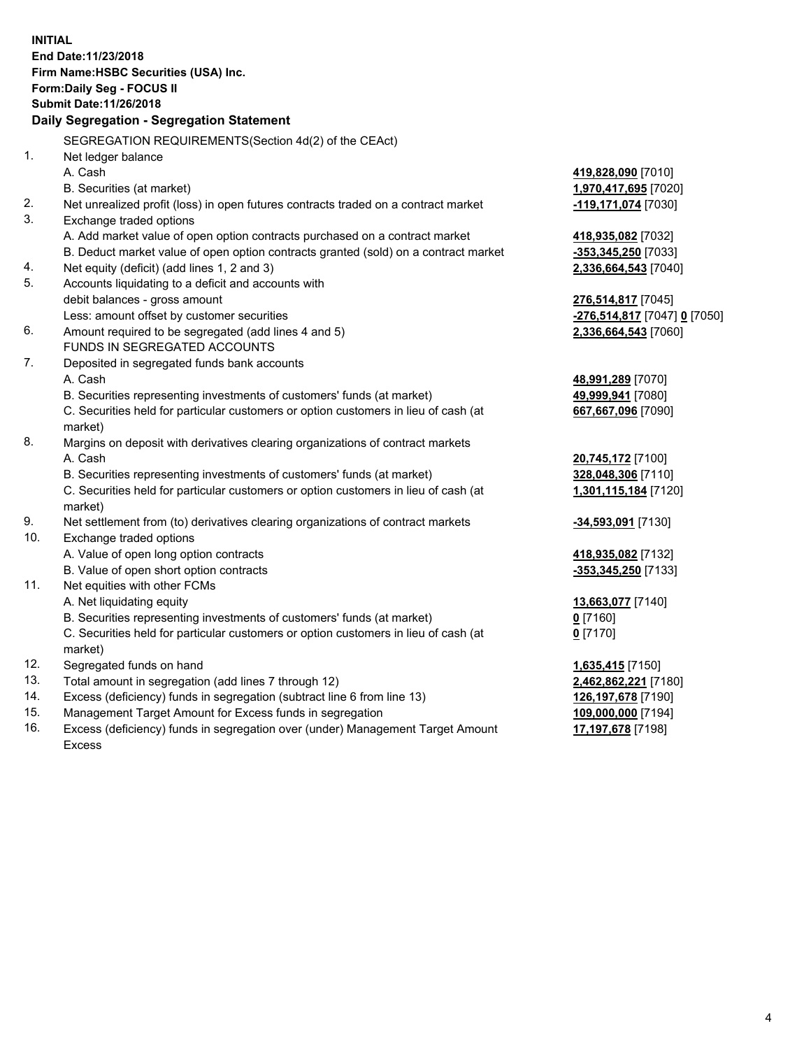**INITIAL**
**End Date:11/23/2018**
**Firm Name:HSBC Securities (USA) Inc.**
**Form:Daily Seg - FOCUS II**
**Submit Date:11/26/2018**

## Daily Segregation - Segregation Statement

| | | |
|---|---|---|
| | SEGREGATION REQUIREMENTS(Section 4d(2) of the CEAct) | |
| 1. | Net ledger balance | |
| | A. Cash | **419,828,090** [7010] |
| | B. Securities (at market) | **1,970,417,695** [7020] |
| 2. | Net unrealized profit (loss) in open futures contracts traded on a contract market | **-119,171,074** [7030] |
| 3. | Exchange traded options | |
| | A. Add market value of open option contracts purchased on a contract market | **418,935,082** [7032] |
| | B. Deduct market value of open option contracts granted (sold) on a contract market | **-353,345,250** [7033] |
| 4. | Net equity (deficit) (add lines 1, 2 and 3) | **2,336,664,543** [7040] |
| 5. | Accounts liquidating to a deficit and accounts with debit balances - gross amount | **276,514,817** [7045] |
| | Less: amount offset by customer securities | **-276,514,817** [7047] **0** [7050] |
| 6. | Amount required to be segregated (add lines 4 and 5) | **2,336,664,543** [7060] |
| | FUNDS IN SEGREGATED ACCOUNTS | |
| 7. | Deposited in segregated funds bank accounts | |
| | A. Cash | **48,991,289** [7070] |
| | B. Securities representing investments of customers' funds (at market) | **49,999,941** [7080] |
| | C. Securities held for particular customers or option customers in lieu of cash (at market) | **667,667,096** [7090] |
| 8. | Margins on deposit with derivatives clearing organizations of contract markets | |
| | A. Cash | **20,745,172** [7100] |
| | B. Securities representing investments of customers' funds (at market) | **328,048,306** [7110] |
| | C. Securities held for particular customers or option customers in lieu of cash (at market) | **1,301,115,184** [7120] |
| 9. | Net settlement from (to) derivatives clearing organizations of contract markets | **-34,593,091** [7130] |
| 10. | Exchange traded options | |
| | A. Value of open long option contracts | **418,935,082** [7132] |
| | B. Value of open short option contracts | **-353,345,250** [7133] |
| 11. | Net equities with other FCMs | |
| | A. Net liquidating equity | **13,663,077** [7140] |
| | B. Securities representing investments of customers' funds (at market) | **0** [7160] |
| | C. Securities held for particular customers or option customers in lieu of cash (at market) | **0** [7170] |
| 12. | Segregated funds on hand | **1,635,415** [7150] |
| 13. | Total amount in segregation (add lines 7 through 12) | **2,462,862,221** [7180] |
| 14. | Excess (deficiency) funds in segregation (subtract line 6 from line 13) | **126,197,678** [7190] |
| 15. | Management Target Amount for Excess funds in segregation | **109,000,000** [7194] |
| 16. | Excess (deficiency) funds in segregation over (under) Management Target Amount Excess | **17,197,678** [7198] |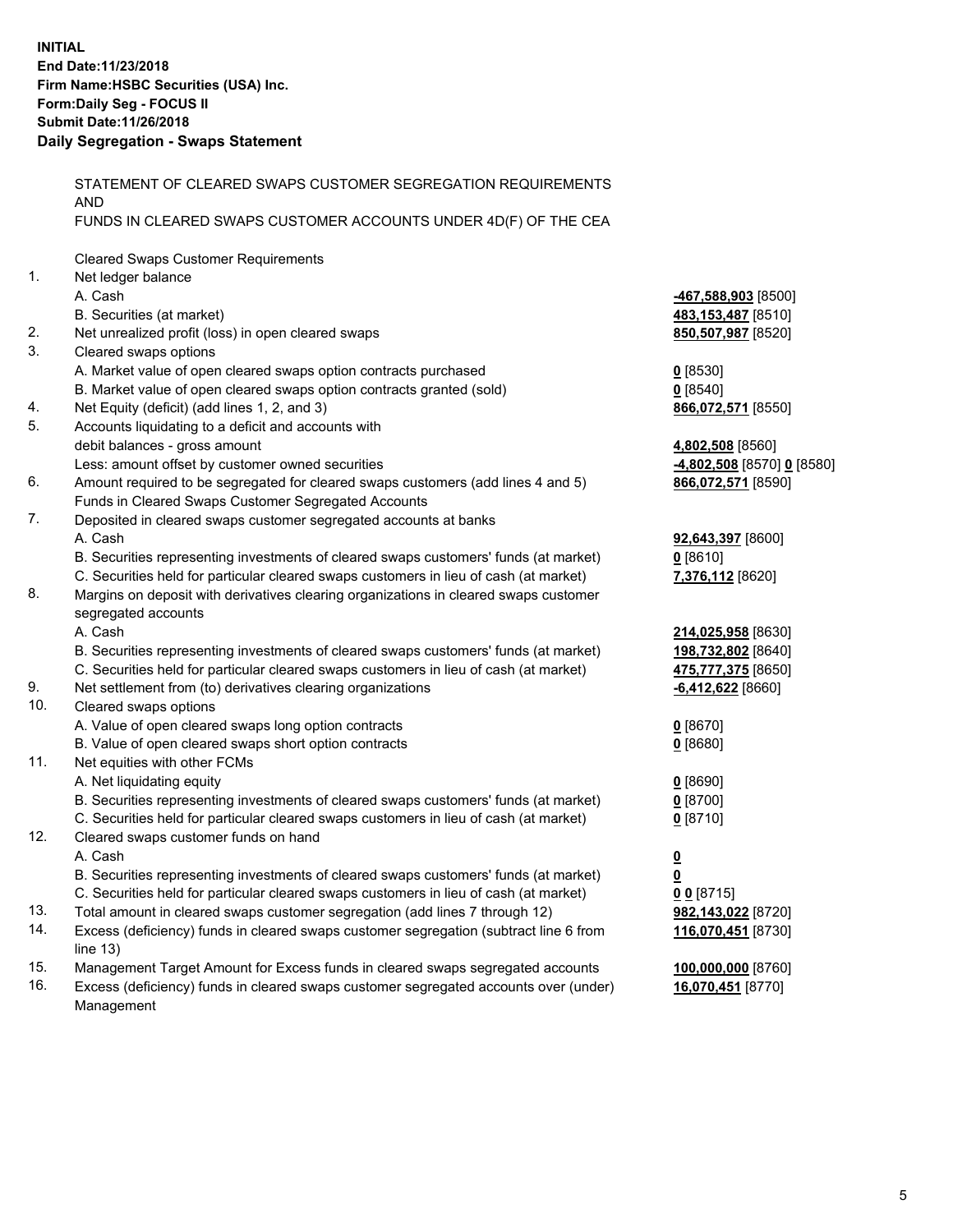**INITIAL**
**End Date:11/23/2018**
**Firm Name:HSBC Securities (USA) Inc.**
**Form:Daily Seg - FOCUS II**
**Submit Date:11/26/2018**
**Daily Segregation - Swaps Statement**

STATEMENT OF CLEARED SWAPS CUSTOMER SEGREGATION REQUIREMENTS AND FUNDS IN CLEARED SWAPS CUSTOMER ACCOUNTS UNDER 4D(F) OF THE CEA

| | | |
|---|---|---|
| | Cleared Swaps Customer Requirements | |
| 1. | Net ledger balance | |
| | A. Cash | **-467,588,903** [8500] |
| | B. Securities (at market) | **483,153,487** [8510] |
| 2. | Net unrealized profit (loss) in open cleared swaps | **850,507,987** [8520] |
| 3. | Cleared swaps options | |
| | A. Market value of open cleared swaps option contracts purchased | **0** [8530] |
| | B. Market value of open cleared swaps option contracts granted (sold) | **0** [8540] |
| 4. | Net Equity (deficit) (add lines 1, 2, and 3) | **866,072,571** [8550] |
| 5. | Accounts liquidating to a deficit and accounts with | |
| | debit balances - gross amount | **4,802,508** [8560] |
| | Less: amount offset by customer owned securities | **-4,802,508** [8570] **0** [8580] |
| 6. | Amount required to be segregated for cleared swaps customers (add lines 4 and 5) | **866,072,571** [8590] |
| | Funds in Cleared Swaps Customer Segregated Accounts | |
| 7. | Deposited in cleared swaps customer segregated accounts at banks | |
| | A. Cash | **92,643,397** [8600] |
| | B. Securities representing investments of cleared swaps customers' funds (at market) | **0** [8610] |
| | C. Securities held for particular cleared swaps customers in lieu of cash (at market) | **7,376,112** [8620] |
| 8. | Margins on deposit with derivatives clearing organizations in cleared swaps customer segregated accounts | |
| | A. Cash | **214,025,958** [8630] |
| | B. Securities representing investments of cleared swaps customers' funds (at market) | **198,732,802** [8640] |
| | C. Securities held for particular cleared swaps customers in lieu of cash (at market) | **475,777,375** [8650] |
| 9. | Net settlement from (to) derivatives clearing organizations | **-6,412,622** [8660] |
| 10. | Cleared swaps options | |
| | A. Value of open cleared swaps long option contracts | **0** [8670] |
| | B. Value of open cleared swaps short option contracts | **0** [8680] |
| 11. | Net equities with other FCMs | |
| | A. Net liquidating equity | **0** [8690] |
| | B. Securities representing investments of cleared swaps customers' funds (at market) | **0** [8700] |
| | C. Securities held for particular cleared swaps customers in lieu of cash (at market) | **0** [8710] |
| 12. | Cleared swaps customer funds on hand | |
| | A. Cash | **0** |
| | B. Securities representing investments of cleared swaps customers' funds (at market) | **0** |
| | C. Securities held for particular cleared swaps customers in lieu of cash (at market) | **0** **0** [8715] |
| 13. | Total amount in cleared swaps customer segregation (add lines 7 through 12) | **982,143,022** [8720] |
| 14. | Excess (deficiency) funds in cleared swaps customer segregation (subtract line 6 from line 13) | **116,070,451** [8730] |
| 15. | Management Target Amount for Excess funds in cleared swaps segregated accounts | **100,000,000** [8760] |
| 16. | Excess (deficiency) funds in cleared swaps customer segregated accounts over (under) Management | **16,070,451** [8770] |